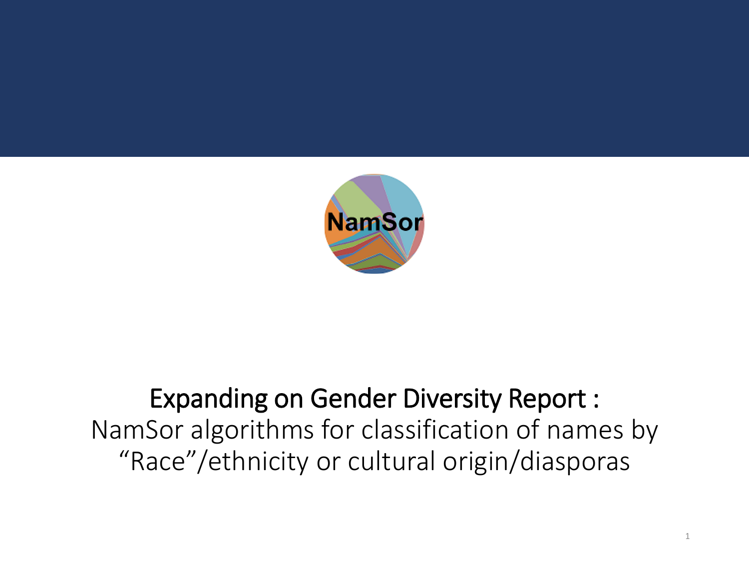# Expanding on Gender Diversity Report :

NamSor algorithms for classification of names by "Race"/ethnicity or cultural origin/diasporas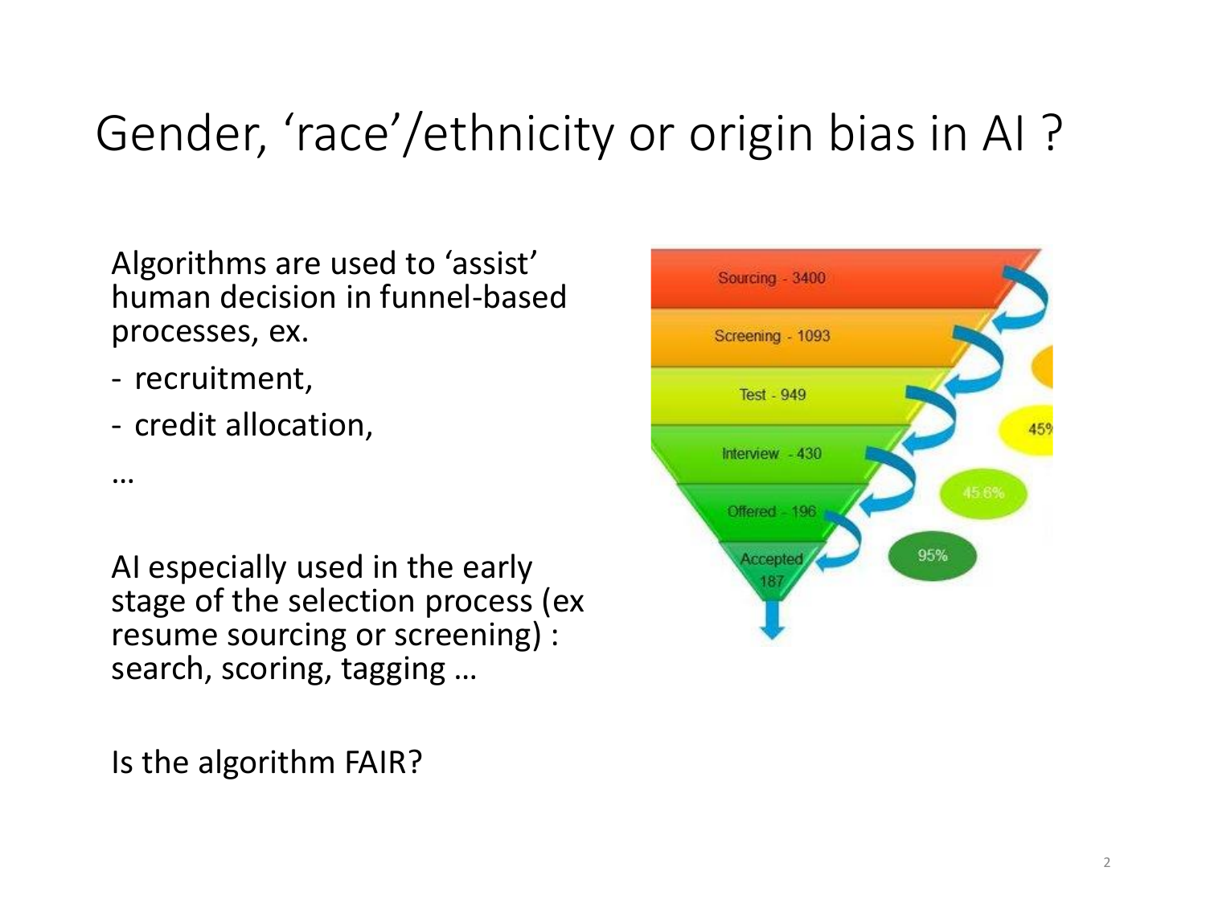# Gender, 'race'/ethnicity or origin bias in AI ?

Algorithms are used to 'assist' human decision in funnel-based processes, ex.

- recruitment,
- credit allocation,

…

AI especially used in the early stage of the selection process (ex resume sourcing or screening) : search, scoring, tagging …

Is the algorithm FAIR?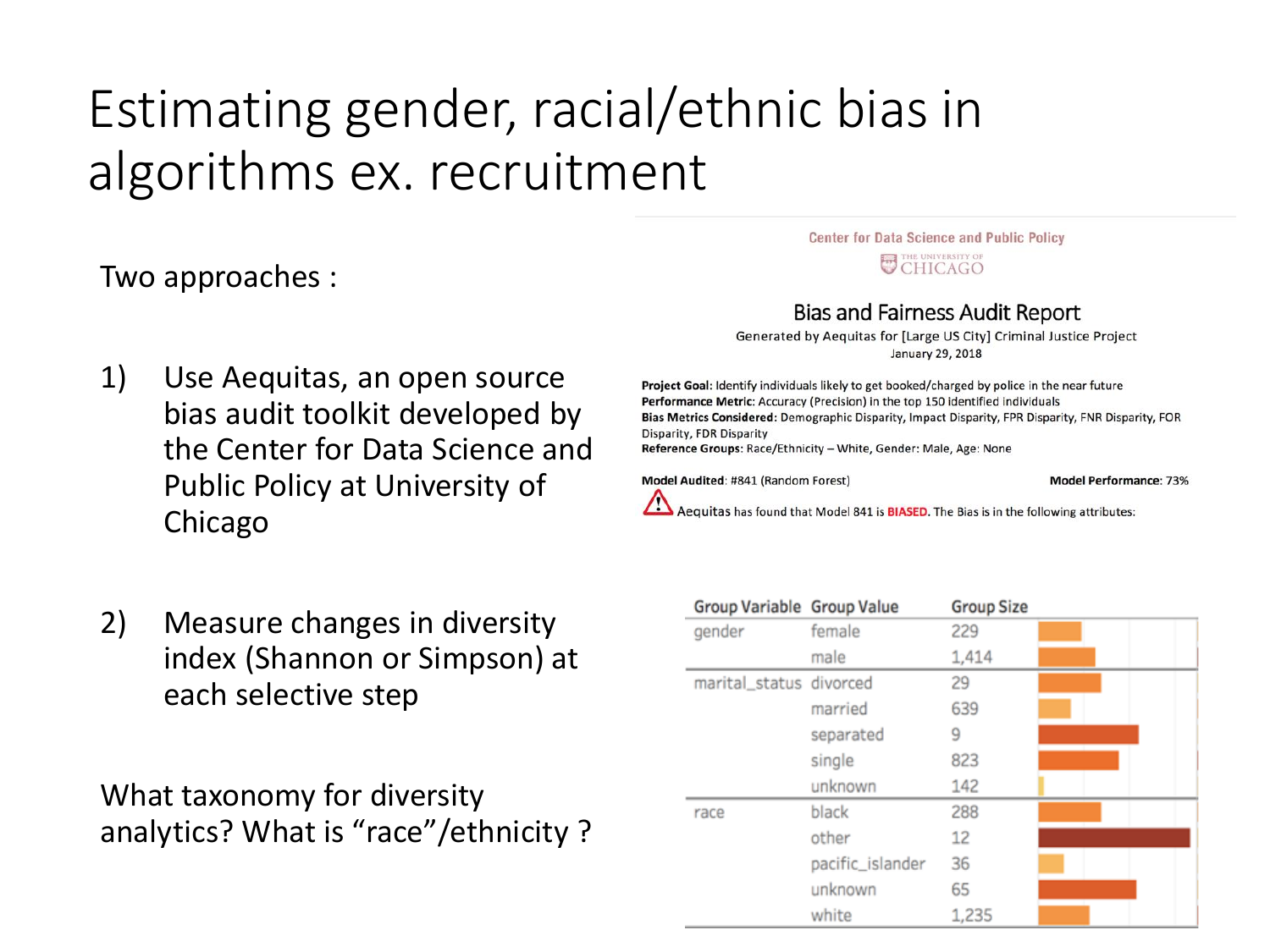# Estimating gender, racial/ethnic bias in algorithms ex. recruitment

Two approaches :

1) Use Aequitas, an open source bias audit toolkit developed by the Center for Data Science and Public Policy at University of Chicago

2) Measure changes in diversity index (Shannon or Simpson) at each selective step

What taxonomy for diversity analytics? What is "race"/ethnicity ?

Center for Data Science and Public Policy

THE UNIVERSITY OF CHICAGO

## Bias and Fairness Audit Report

Generated by Aequitas for [Large US City] Criminal Justice Project

January 29, 2018

**Project Goal:** Identify individuals likely to get booked/charged by police in the near future
**Performance Metric:** Accuracy (Precision) in the top 150 identified individuals
**Bias Metrics Considered:** Demographic Disparity, Impact Disparity, FPR Disparity, FNR Disparity, FOR Disparity, FDR Disparity
**Reference Groups:** Race/Ethnicity – White, Gender: Male, Age: None

**Model Audited:** #841 (Random Forest) **Model Performance:** 73%

Aequitas has found that Model 841 is **BIASED**. The Bias is in the following attributes:

| Group Variable | Group Value | Group Size |
|---|---|---|
| gender | female | 229 |
| | male | 1,414 |
| marital_status | divorced | 29 |
| | married | 639 |
| | separated | 9 |
| | single | 823 |
| | unknown | 142 |
| race | black | 288 |
| | other | 12 |
| | pacific_islander | 36 |
| | unknown | 65 |
| | white | 1,235 |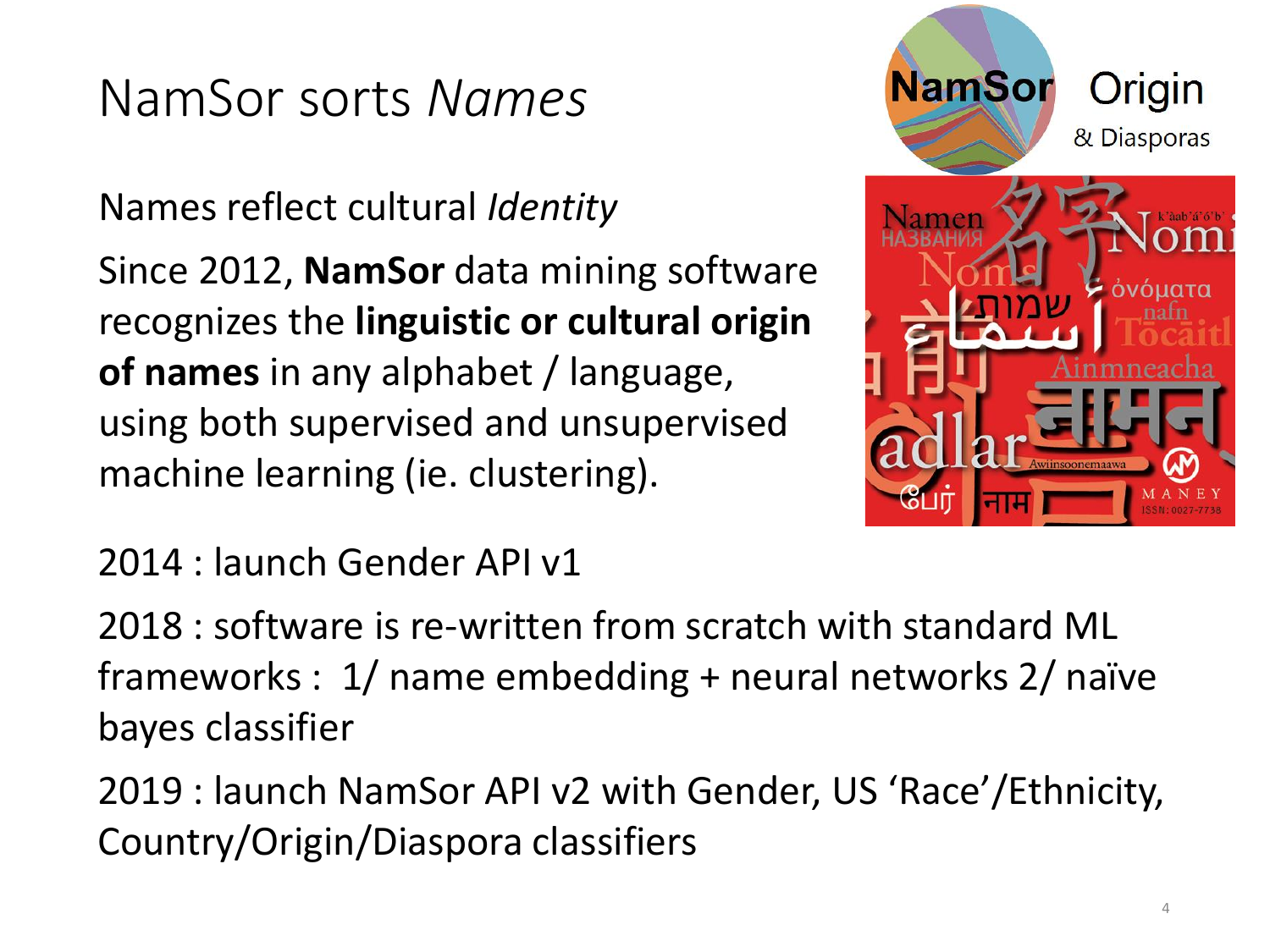# NamSor sorts *Names*

Names reflect cultural *Identity*

Since 2012, **NamSor** data mining software recognizes the **linguistic or cultural origin of names** in any alphabet / language, using both supervised and unsupervised machine learning (ie. clustering).

2014 : launch Gender API v1

2018 : software is re-written from scratch with standard ML frameworks : 1/ name embedding + neural networks 2/ naïve bayes classifier

2019 : launch NamSor API v2 with Gender, US 'Race'/Ethnicity, Country/Origin/Diaspora classifiers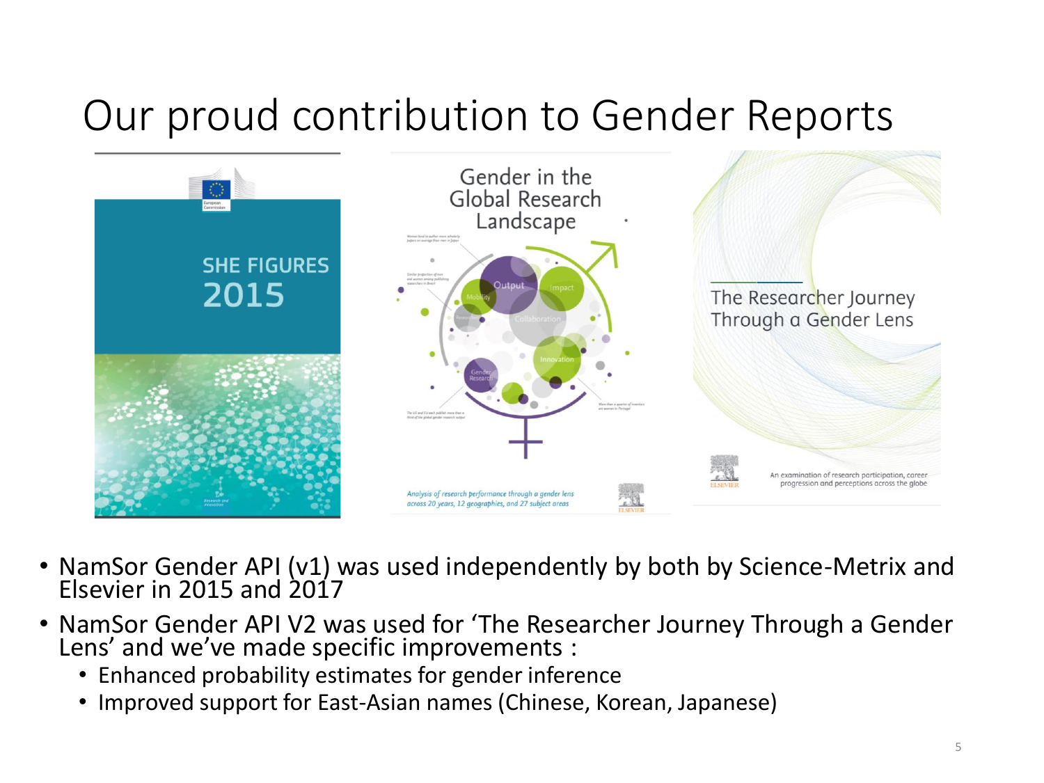# Our proud contribution to Gender Reports

- NamSor Gender API (v1) was used independently by both by Science-Metrix and Elsevier in 2015 and 2017
- NamSor Gender API V2 was used for 'The Researcher Journey Through a Gender Lens' and we've made specific improvements :
  - Enhanced probability estimates for gender inference
  - Improved support for East-Asian names (Chinese, Korean, Japanese)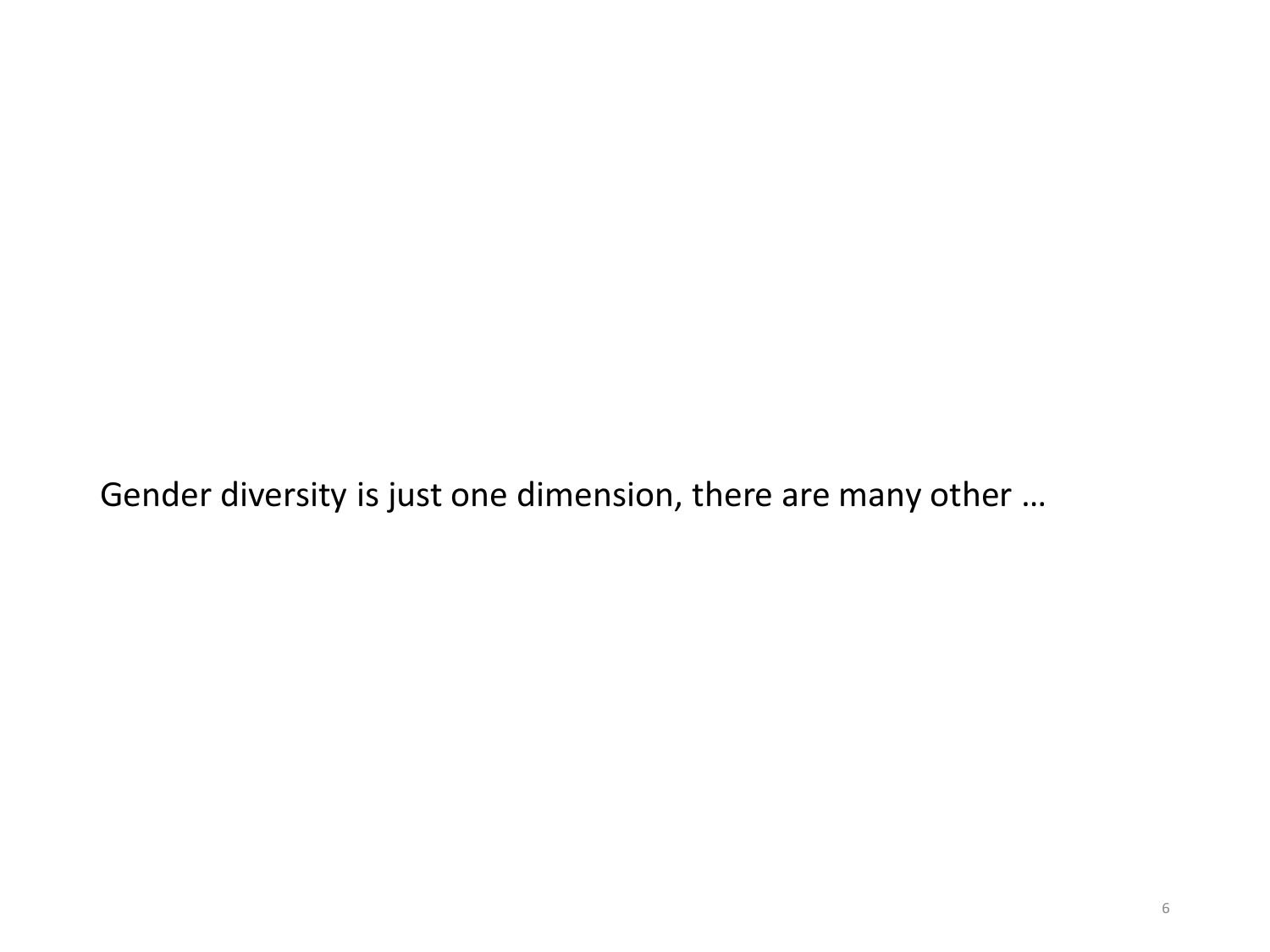Gender diversity is just one dimension, there are many other …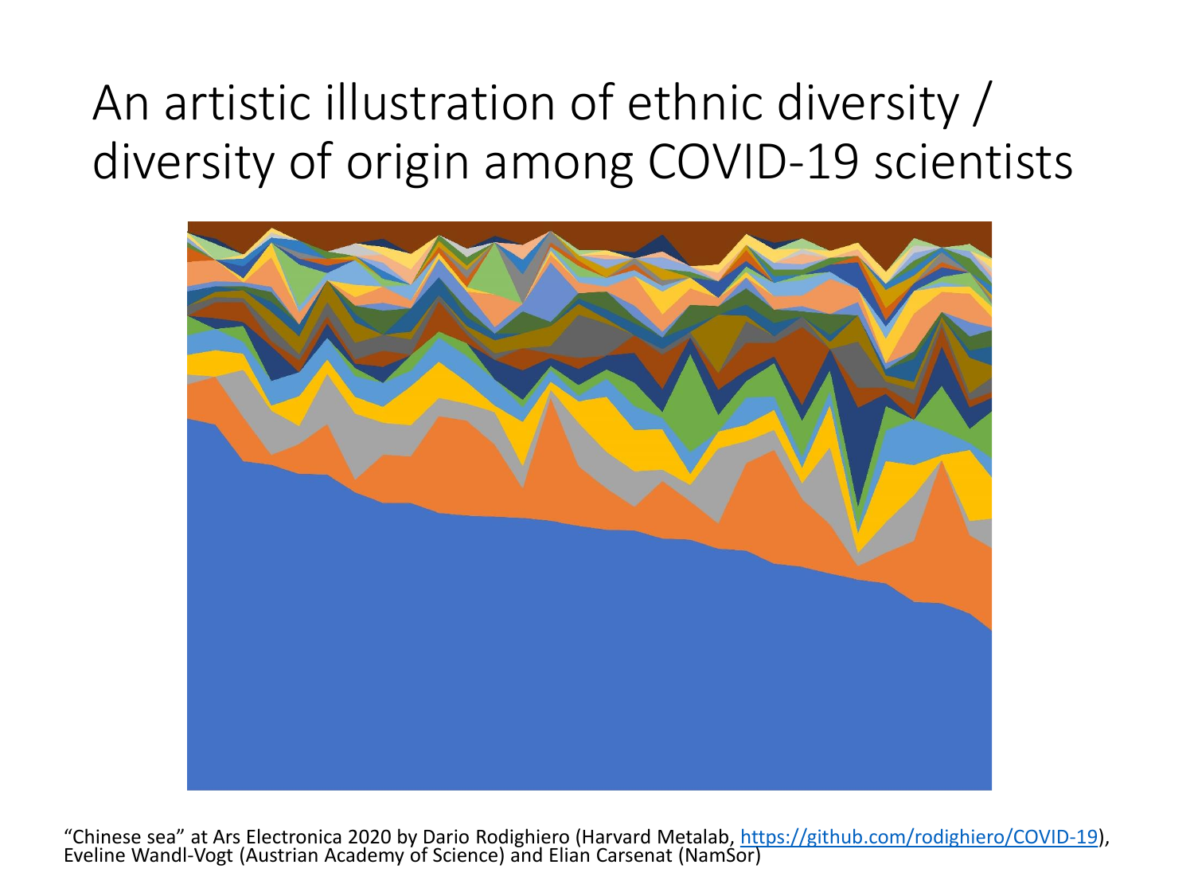# An artistic illustration of ethnic diversity / diversity of origin among COVID-19 scientists

"Chinese sea" at Ars Electronica 2020 by Dario Rodighiero (Harvard Metalab, https://github.com/rodighiero/COVID-19), Eveline Wandl-Vogt (Austrian Academy of Science) and Elian Carsenat (NamSor)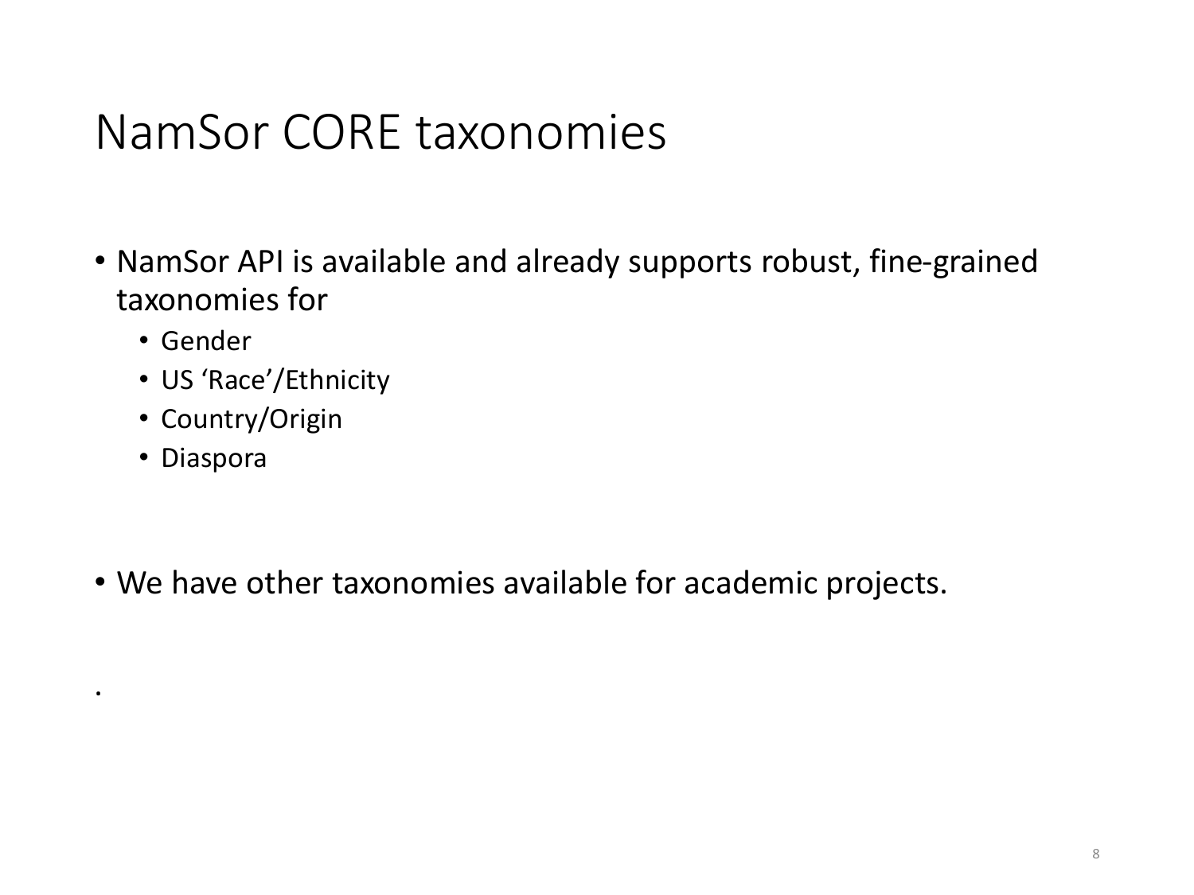# NamSor CORE taxonomies

- NamSor API is available and already supports robust, fine-grained taxonomies for
  - Gender
  - US 'Race'/Ethnicity
  - Country/Origin
  - Diaspora

- We have other taxonomies available for academic projects.

.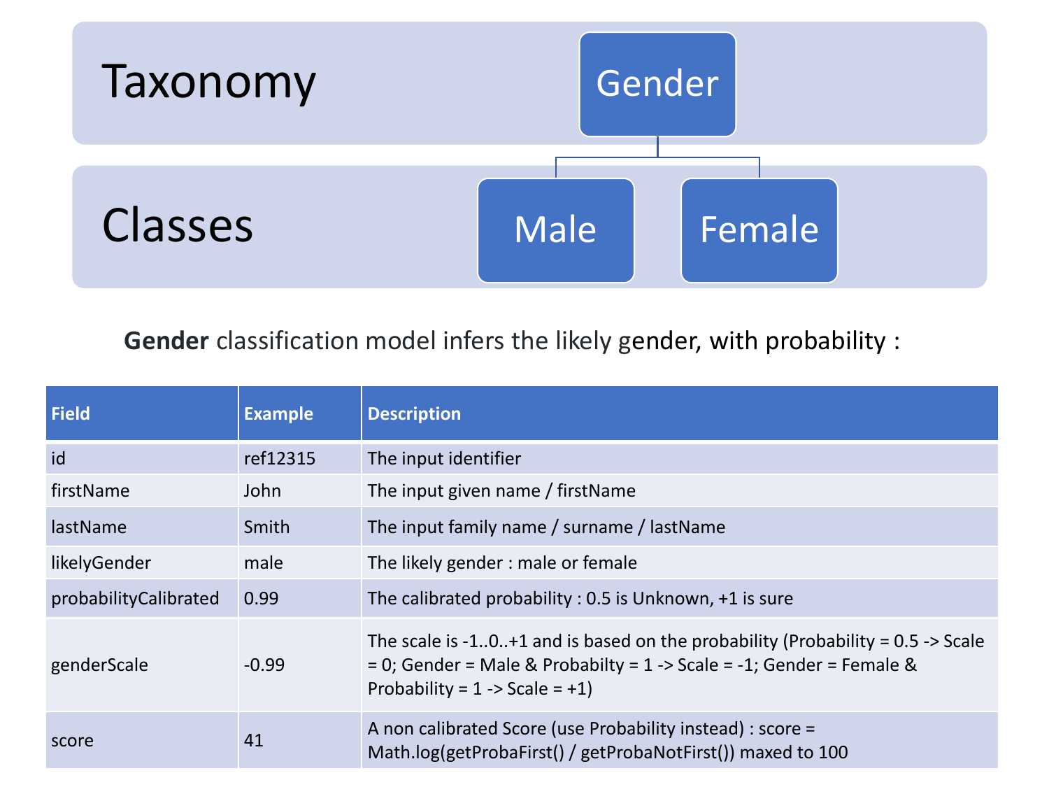# Taxonomy

Gender

# Classes

Male

Female

**Gender** classification model infers the likely gender, with probability :

| Field | Example | Description |
| --- | --- | --- |
| id | ref12315 | The input identifier |
| firstName | John | The input given name / firstName |
| lastName | Smith | The input family name / surname / lastName |
| likelyGender | male | The likely gender : male or female |
| probabilityCalibrated | 0.99 | The calibrated probability : 0.5 is Unknown, +1 is sure |
| genderScale | -0.99 | The scale is -1..0..+1 and is based on the probability (Probability = 0.5 -> Scale = 0; Gender = Male & Probabilty = 1 -> Scale = -1; Gender = Female & Probability = 1 -> Scale = +1) |
| score | 41 | A non calibrated Score (use Probability instead) : score = Math.log(getProbaFirst() / getProbaNotFirst()) maxed to 100 |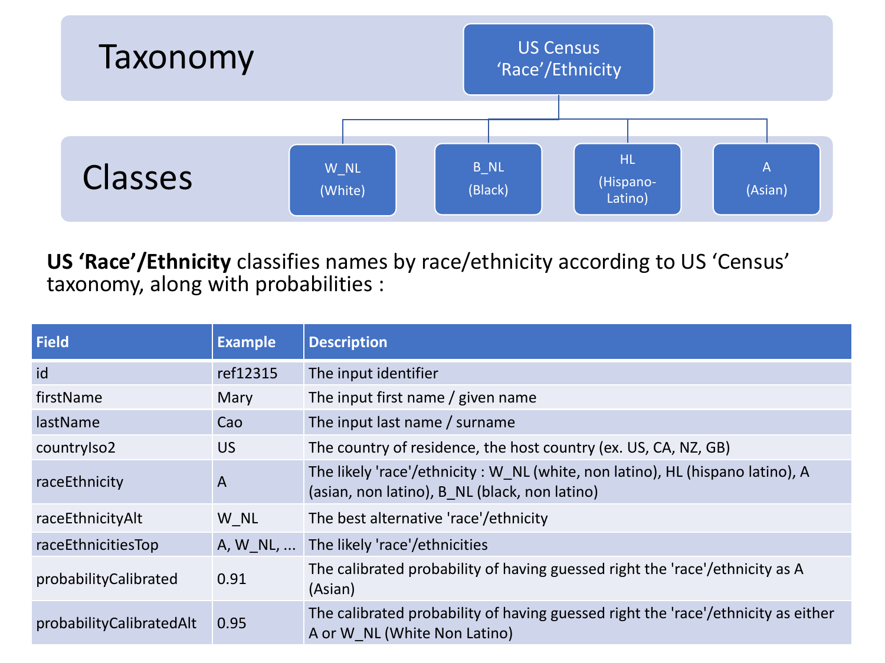# Taxonomy

US Census 'Race'/Ethnicity

## Classes

- W_NL (White)
- B_NL (Black)
- HL (Hispano-Latino)
- A (Asian)

**US 'Race'/Ethnicity** classifies names by race/ethnicity according to US 'Census' taxonomy, along with probabilities :

| Field | Example | Description |
| --- | --- | --- |
| id | ref12315 | The input identifier |
| firstName | Mary | The input first name / given name |
| lastName | Cao | The input last name / surname |
| countryIso2 | US | The country of residence, the host country (ex. US, CA, NZ, GB) |
| raceEthnicity | A | The likely 'race'/ethnicity : W_NL (white, non latino), HL (hispano latino), A (asian, non latino), B_NL (black, non latino) |
| raceEthnicityAlt | W_NL | The best alternative 'race'/ethnicity |
| raceEthnicitiesTop | A, W_NL, ... | The likely 'race'/ethnicities |
| probabilityCalibrated | 0.91 | The calibrated probability of having guessed right the 'race'/ethnicity as A (Asian) |
| probabilityCalibratedAlt | 0.95 | The calibrated probability of having guessed right the 'race'/ethnicity as either A or W_NL (White Non Latino) |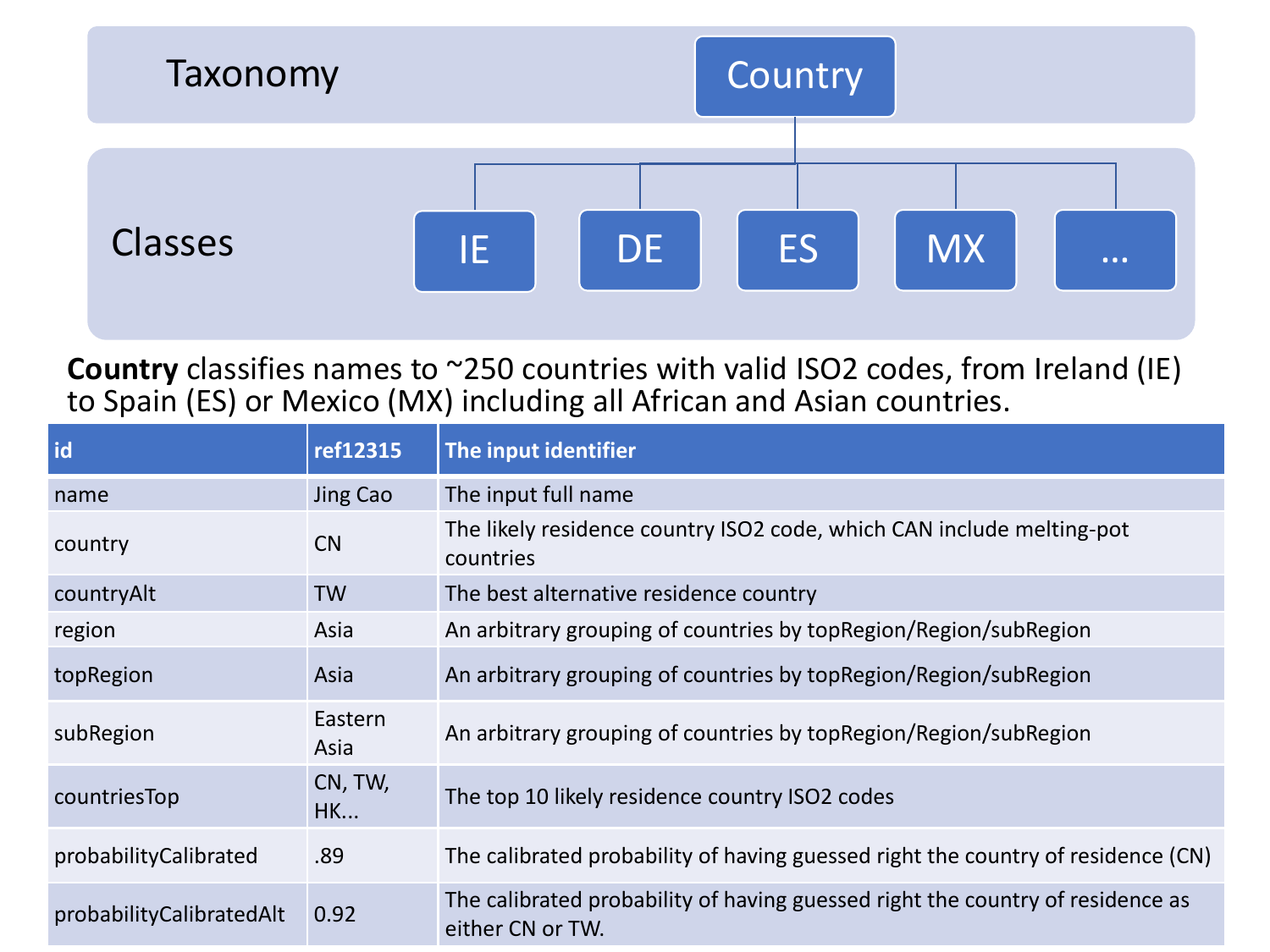Taxonomy: **Country**

Classes: IE, DE, ES, MX, ...

**Country** classifies names to ~250 countries with valid ISO2 codes, from Ireland (IE) to Spain (ES) or Mexico (MX) including all African and Asian countries.

| id | ref12315 | The input identifier |
| --- | --- | --- |
| name | Jing Cao | The input full name |
| country | CN | The likely residence country ISO2 code, which CAN include melting-pot countries |
| countryAlt | TW | The best alternative residence country |
| region | Asia | An arbitrary grouping of countries by topRegion/Region/subRegion |
| topRegion | Asia | An arbitrary grouping of countries by topRegion/Region/subRegion |
| subRegion | Eastern Asia | An arbitrary grouping of countries by topRegion/Region/subRegion |
| countriesTop | CN, TW, HK... | The top 10 likely residence country ISO2 codes |
| probabilityCalibrated | .89 | The calibrated probability of having guessed right the country of residence (CN) |
| probabilityCalibratedAlt | 0.92 | The calibrated probability of having guessed right the country of residence as either CN or TW. |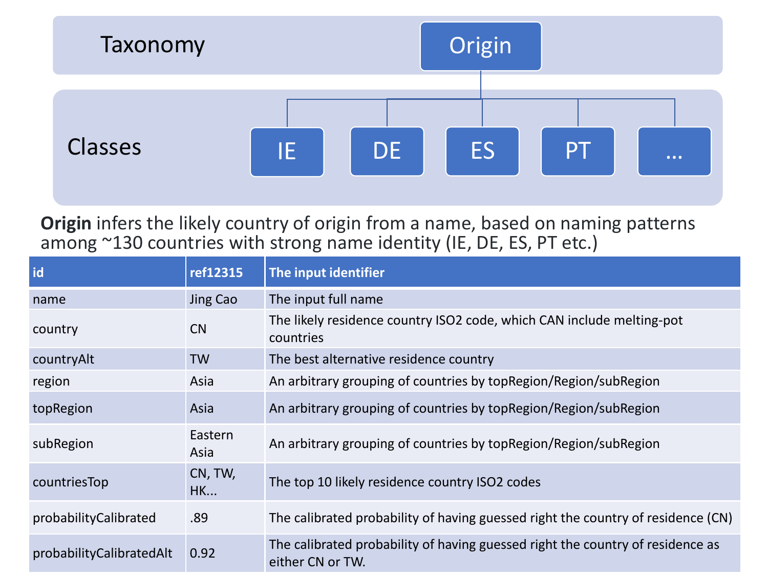Taxonomy

- Origin

Classes

- IE
- DE
- ES
- PT
- ...

**Origin** infers the likely country of origin from a name, based on naming patterns among ~130 countries with strong name identity (IE, DE, ES, PT etc.)

| id | ref12315 | The input identifier |
|---|---|---|
| name | Jing Cao | The input full name |
| country | CN | The likely residence country ISO2 code, which CAN include melting-pot countries |
| countryAlt | TW | The best alternative residence country |
| region | Asia | An arbitrary grouping of countries by topRegion/Region/subRegion |
| topRegion | Asia | An arbitrary grouping of countries by topRegion/Region/subRegion |
| subRegion | Eastern Asia | An arbitrary grouping of countries by topRegion/Region/subRegion |
| countriesTop | CN, TW, HK... | The top 10 likely residence country ISO2 codes |
| probabilityCalibrated | .89 | The calibrated probability of having guessed right the country of residence (CN) |
| probabilityCalibratedAlt | 0.92 | The calibrated probability of having guessed right the country of residence as either CN or TW. |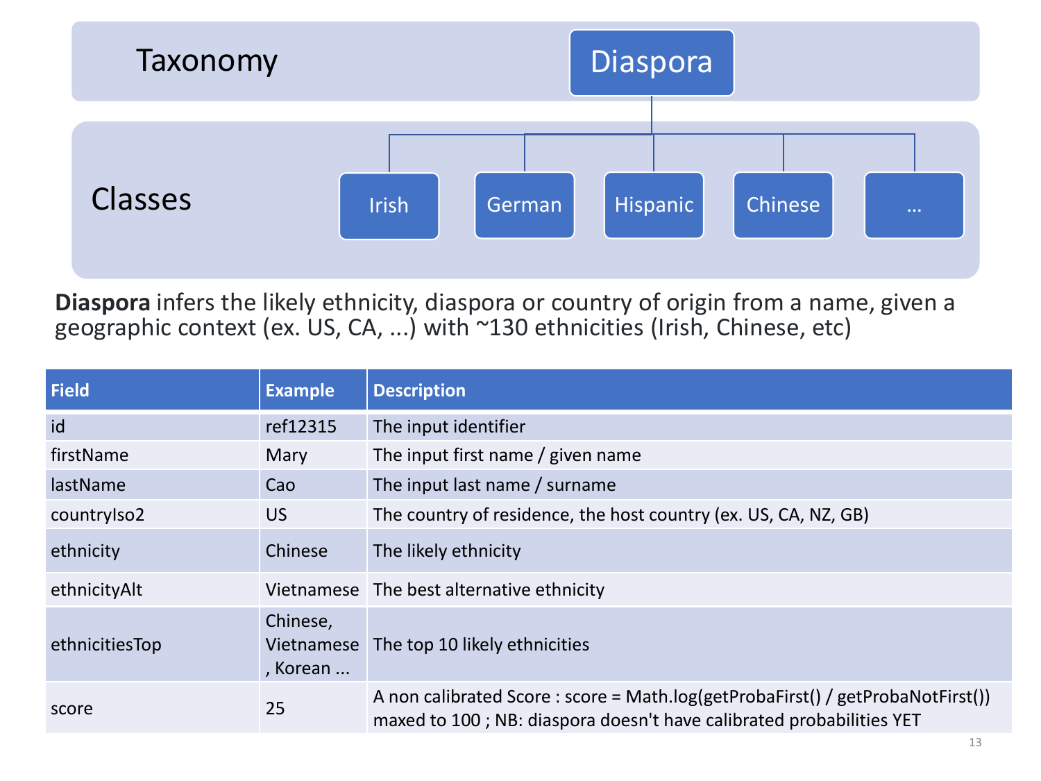## Taxonomy

**Diaspora**

## Classes

- Irish
- German
- Hispanic
- Chinese
- ...

**Diaspora** infers the likely ethnicity, diaspora or country of origin from a name, given a geographic context (ex. US, CA, ...) with ~130 ethnicities (Irish, Chinese, etc)

| Field | Example | Description |
| --- | --- | --- |
| id | ref12315 | The input identifier |
| firstName | Mary | The input first name / given name |
| lastName | Cao | The input last name / surname |
| countryIso2 | US | The country of residence, the host country (ex. US, CA, NZ, GB) |
| ethnicity | Chinese | The likely ethnicity |
| ethnicityAlt | Vietnamese | The best alternative ethnicity |
| ethnicitiesTop | Chinese, Vietnamese , Korean ... | The top 10 likely ethnicities |
| score | 25 | A non calibrated Score : score = Math.log(getProbaFirst() / getProbaNotFirst()) maxed to 100 ; NB: diaspora doesn't have calibrated probabilities YET |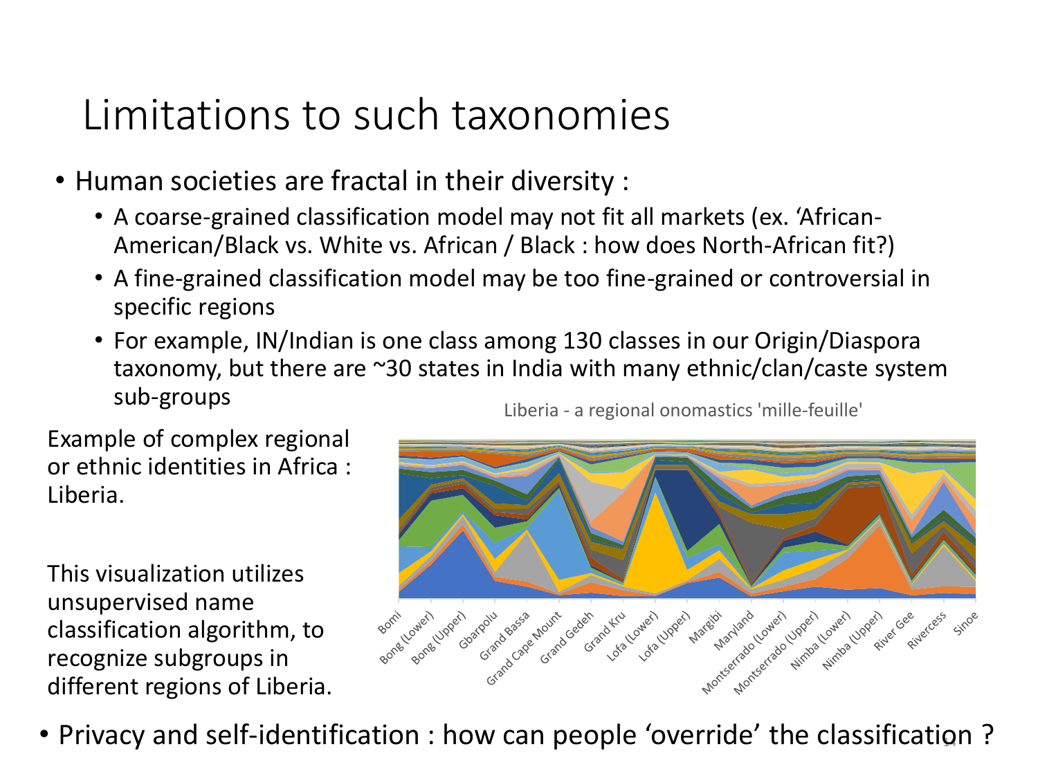# Limitations to such taxonomies

- Human societies are fractal in their diversity :
  - A coarse-grained classification model may not fit all markets (ex. 'African-American/Black vs. White vs. African / Black : how does North-African fit?)
  - A fine-grained classification model may be too fine-grained or controversial in specific regions
  - For example, IN/Indian is one class among 130 classes in our Origin/Diaspora taxonomy, but there are ~30 states in India with many ethnic/clan/caste system sub-groups

Example of complex regional or ethnic identities in Africa : Liberia.

This visualization utilizes unsupervised name classification algorithm, to recognize subgroups in different regions of Liberia.

Liberia - a regional onomastics 'mille-feuille'

Bomi, Bong (Lower), Bong (Upper), Gbarpolu, Grand Bassa, Grand Cape Mount, Grand Gedeh, Grand Kru, Lofa (Lower), Lofa (Upper), Margibi, Maryland, Montserrado (Lower), Montserrado (Upper), Nimba (Lower), Nimba (Upper), River Gee, Rivercess, Sinoe

- Privacy and self-identification : how can people 'override' the classification ?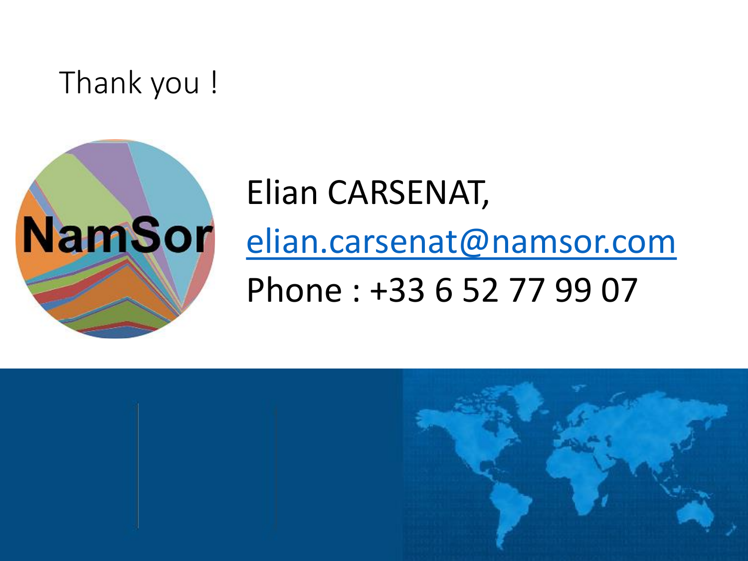# Thank you !

NamSor

Elian CARSENAT,

elian.carsenat@namsor.com

Phone : +33 6 52 77 99 07